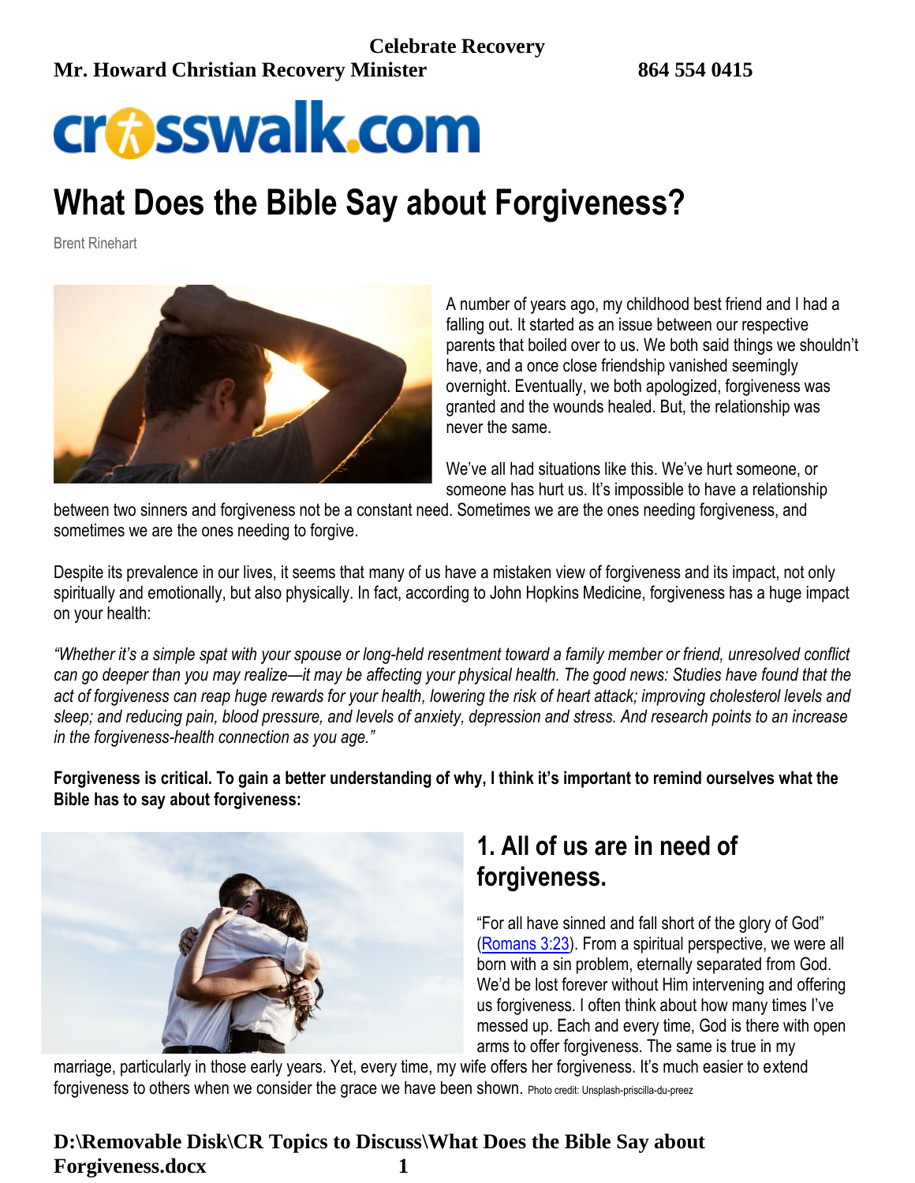**Celebrate Recovery**

**Mr. Howard Christian Recovery Minister** **864 554 0415**

crosswalk.com

# What Does the Bible Say about Forgiveness?

Brent Rinehart

A number of years ago, my childhood best friend and I had a falling out. It started as an issue between our respective parents that boiled over to us. We both said things we shouldn't have, and a once close friendship vanished seemingly overnight. Eventually, we both apologized, forgiveness was granted and the wounds healed. But, the relationship was never the same.

We've all had situations like this. We've hurt someone, or someone has hurt us. It's impossible to have a relationship between two sinners and forgiveness not be a constant need. Sometimes we are the ones needing forgiveness, and sometimes we are the ones needing to forgive.

Despite its prevalence in our lives, it seems that many of us have a mistaken view of forgiveness and its impact, not only spiritually and emotionally, but also physically. In fact, according to John Hopkins Medicine, forgiveness has a huge impact on your health:

*"Whether it's a simple spat with your spouse or long-held resentment toward a family member or friend, unresolved conflict can go deeper than you may realize—it may be affecting your physical health. The good news: Studies have found that the act of forgiveness can reap huge rewards for your health, lowering the risk of heart attack; improving cholesterol levels and sleep; and reducing pain, blood pressure, and levels of anxiety, depression and stress. And research points to an increase in the forgiveness-health connection as you age."*

**Forgiveness is critical. To gain a better understanding of why, I think it's important to remind ourselves what the Bible has to say about forgiveness:**

## 1. All of us are in need of forgiveness.

"For all have sinned and fall short of the glory of God" (Romans 3:23). From a spiritual perspective, we were all born with a sin problem, eternally separated from God. We'd be lost forever without Him intervening and offering us forgiveness. I often think about how many times I've messed up. Each and every time, God is there with open arms to offer forgiveness. The same is true in my marriage, particularly in those early years. Yet, every time, my wife offers her forgiveness. It's much easier to extend forgiveness to others when we consider the grace we have been shown. Photo credit: Unsplash-priscilla-du-preez

**D:\Removable Disk\CR Topics to Discuss\What Does the Bible Say about Forgiveness.docx**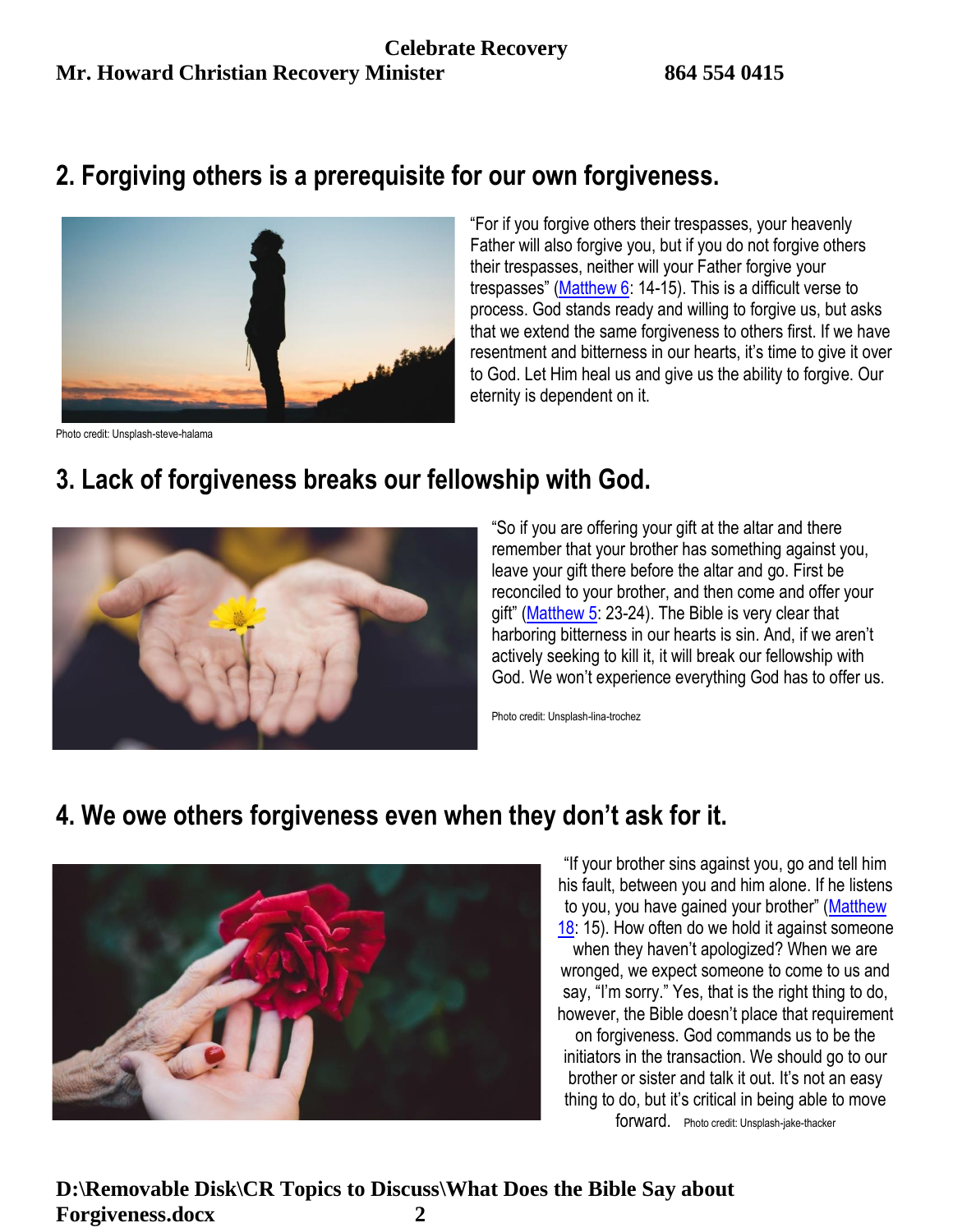## 2. Forgiving others is a prerequisite for our own forgiveness.

"For if you forgive others their trespasses, your heavenly Father will also forgive you, but if you do not forgive others their trespasses, neither will your Father forgive your trespasses" (Matthew 6: 14-15). This is a difficult verse to process. God stands ready and willing to forgive us, but asks that we extend the same forgiveness to others first. If we have resentment and bitterness in our hearts, it's time to give it over to God. Let Him heal us and give us the ability to forgive. Our eternity is dependent on it.

Photo credit: Unsplash-steve-halama

## 3. Lack of forgiveness breaks our fellowship with God.

"So if you are offering your gift at the altar and there remember that your brother has something against you, leave your gift there before the altar and go. First be reconciled to your brother, and then come and offer your gift" (Matthew 5: 23-24). The Bible is very clear that harboring bitterness in our hearts is sin. And, if we aren't actively seeking to kill it, it will break our fellowship with God. We won't experience everything God has to offer us.

Photo credit: Unsplash-lina-trochez

## 4. We owe others forgiveness even when they don't ask for it.

"If your brother sins against you, go and tell him his fault, between you and him alone. If he listens to you, you have gained your brother" (Matthew 18: 15). How often do we hold it against someone when they haven't apologized? When we are wronged, we expect someone to come to us and say, "I'm sorry." Yes, that is the right thing to do, however, the Bible doesn't place that requirement on forgiveness. God commands us to be the initiators in the transaction. We should go to our brother or sister and talk it out. It's not an easy thing to do, but it's critical in being able to move forward.

Photo credit: Unsplash-jake-thacker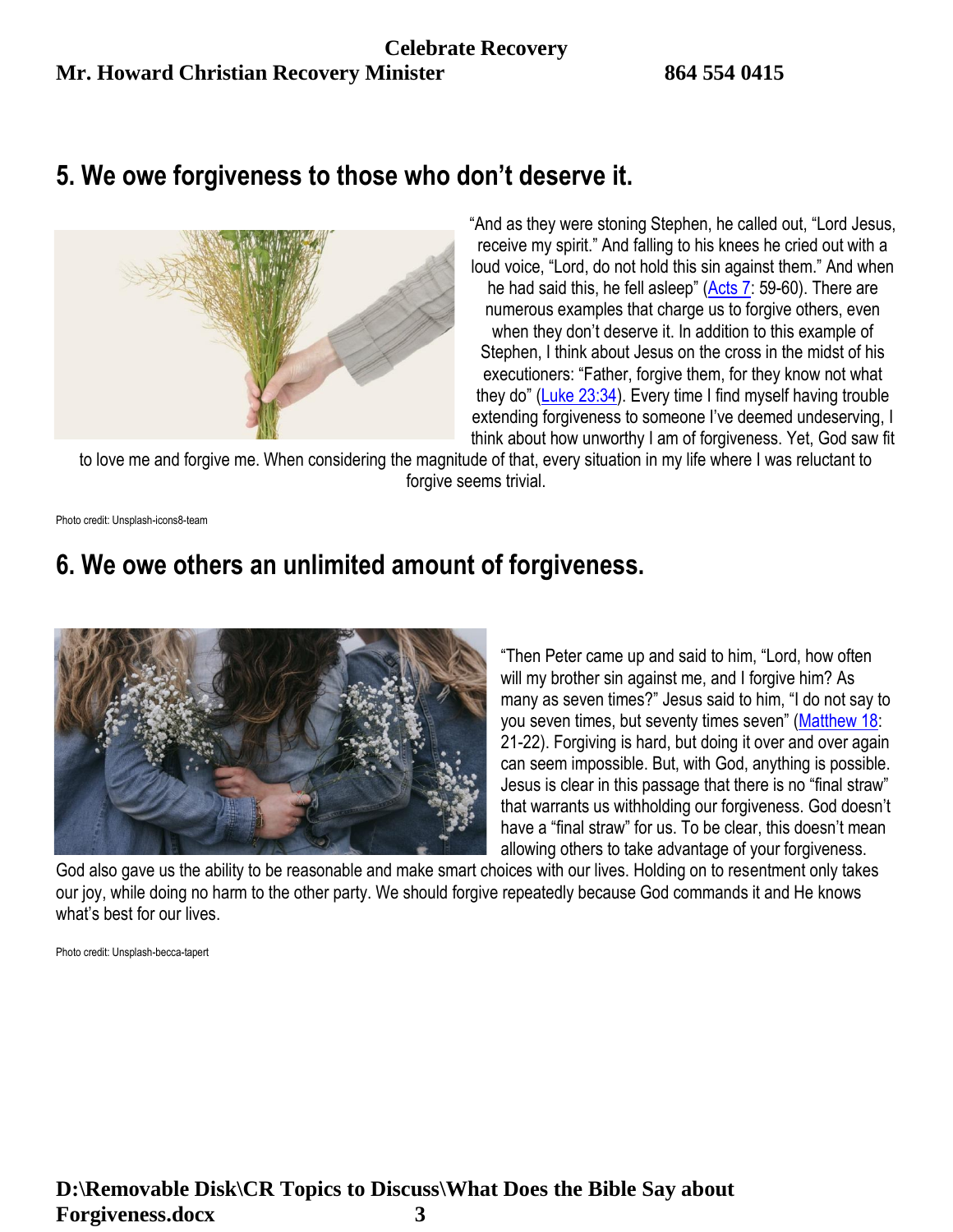## 5. We owe forgiveness to those who don't deserve it.

"And as they were stoning Stephen, he called out, "Lord Jesus, receive my spirit." And falling to his knees he cried out with a loud voice, "Lord, do not hold this sin against them." And when he had said this, he fell asleep" (Acts 7: 59-60). There are numerous examples that charge us to forgive others, even when they don't deserve it. In addition to this example of Stephen, I think about Jesus on the cross in the midst of his executioners: "Father, forgive them, for they know not what they do" (Luke 23:34). Every time I find myself having trouble extending forgiveness to someone I've deemed undeserving, I think about how unworthy I am of forgiveness. Yet, God saw fit to love me and forgive me. When considering the magnitude of that, every situation in my life where I was reluctant to forgive seems trivial.

Photo credit: Unsplash-icons8-team

## 6. We owe others an unlimited amount of forgiveness.

"Then Peter came up and said to him, "Lord, how often will my brother sin against me, and I forgive him? As many as seven times?" Jesus said to him, "I do not say to you seven times, but seventy times seven" (Matthew 18: 21-22). Forgiving is hard, but doing it over and over again can seem impossible. But, with God, anything is possible. Jesus is clear in this passage that there is no "final straw" that warrants us withholding our forgiveness. God doesn't have a "final straw" for us. To be clear, this doesn't mean allowing others to take advantage of your forgiveness. God also gave us the ability to be reasonable and make smart choices with our lives. Holding on to resentment only takes our joy, while doing no harm to the other party. We should forgive repeatedly because God commands it and He knows what's best for our lives.

Photo credit: Unsplash-becca-tapert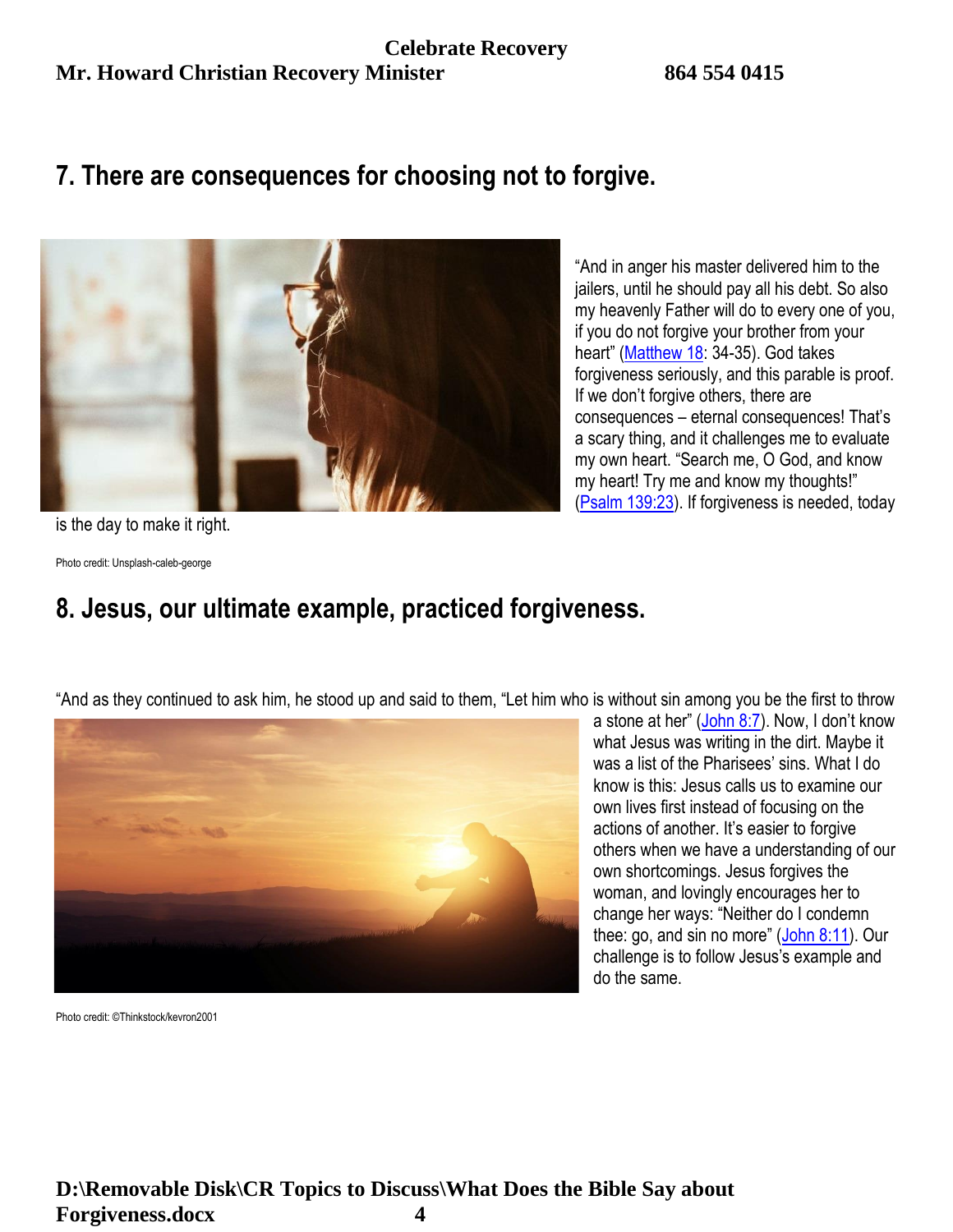## 7. There are consequences for choosing not to forgive.

"And in anger his master delivered him to the jailers, until he should pay all his debt. So also my heavenly Father will do to every one of you, if you do not forgive your brother from your heart" (Matthew 18: 34-35). God takes forgiveness seriously, and this parable is proof. If we don't forgive others, there are consequences – eternal consequences! That's a scary thing, and it challenges me to evaluate my own heart. "Search me, O God, and know my heart! Try me and know my thoughts!" (Psalm 139:23). If forgiveness is needed, today is the day to make it right.

Photo credit: Unsplash-caleb-george

## 8. Jesus, our ultimate example, practiced forgiveness.

"And as they continued to ask him, he stood up and said to them, "Let him who is without sin among you be the first to throw a stone at her" (John 8:7). Now, I don't know what Jesus was writing in the dirt. Maybe it was a list of the Pharisees' sins. What I do know is this: Jesus calls us to examine our own lives first instead of focusing on the actions of another. It's easier to forgive others when we have a understanding of our own shortcomings. Jesus forgives the woman, and lovingly encourages her to change her ways: "Neither do I condemn thee: go, and sin no more" (John 8:11). Our challenge is to follow Jesus's example and do the same.

Photo credit: ©Thinkstock/kevron2001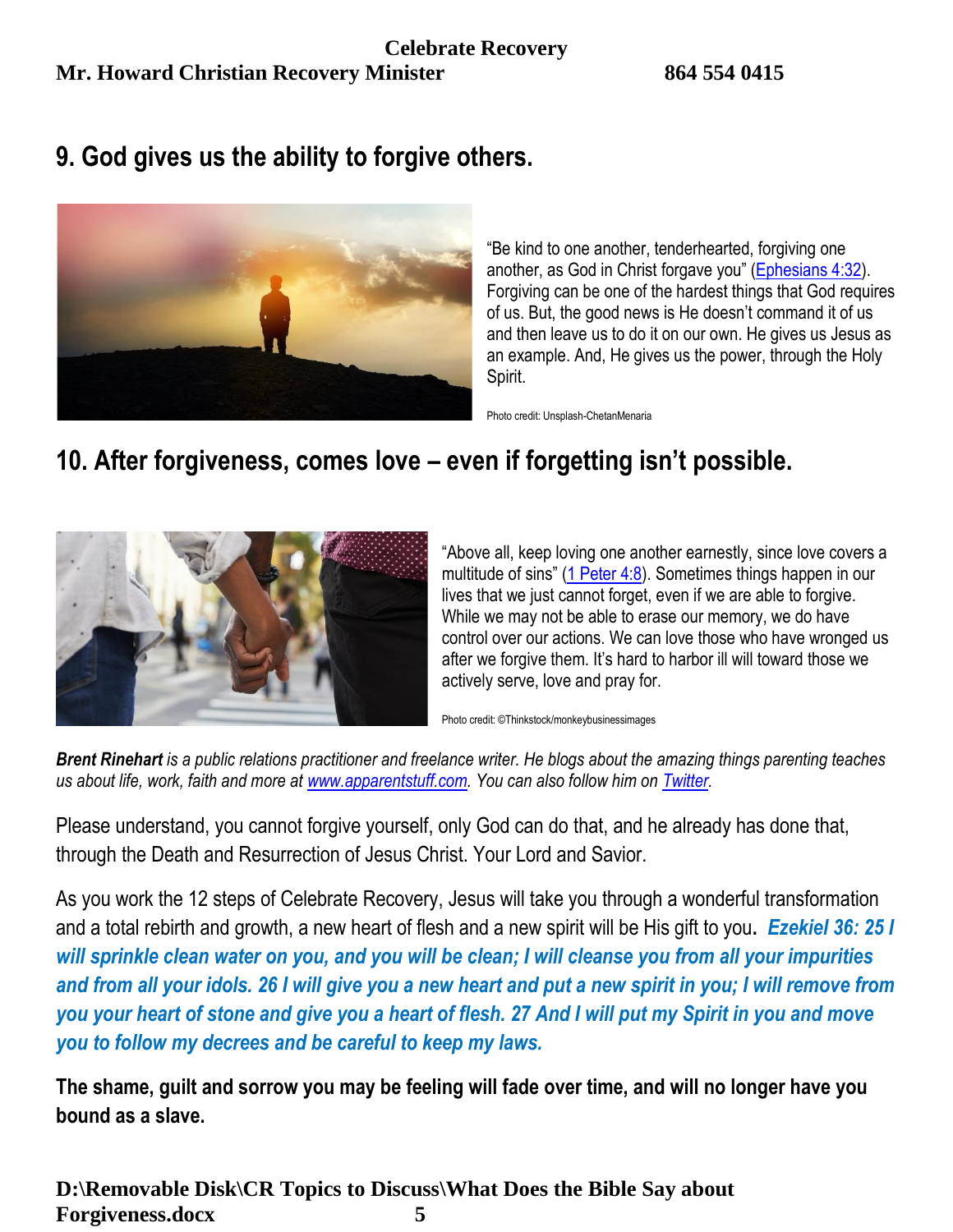## 9. God gives us the ability to forgive others.

"Be kind to one another, tenderhearted, forgiving one another, as God in Christ forgave you" (Ephesians 4:32). Forgiving can be one of the hardest things that God requires of us. But, the good news is He doesn't command it of us and then leave us to do it on our own. He gives us Jesus as an example. And, He gives us the power, through the Holy Spirit.

Photo credit: Unsplash-ChetanMenaria

## 10. After forgiveness, comes love – even if forgetting isn't possible.

"Above all, keep loving one another earnestly, since love covers a multitude of sins" (1 Peter 4:8). Sometimes things happen in our lives that we just cannot forget, even if we are able to forgive. While we may not be able to erase our memory, we do have control over our actions. We can love those who have wronged us after we forgive them. It's hard to harbor ill will toward those we actively serve, love and pray for.

Photo credit: ©Thinkstock/monkeybusinessimages

***Brent Rinehart*** *is a public relations practitioner and freelance writer. He blogs about the amazing things parenting teaches us about life, work, faith and more at www.apparentstuff.com. You can also follow him on Twitter.*

Please understand, you cannot forgive yourself, only God can do that, and he already has done that, through the Death and Resurrection of Jesus Christ. Your Lord and Savior.

As you work the 12 steps of Celebrate Recovery, Jesus will take you through a wonderful transformation and a total rebirth and growth, a new heart of flesh and a new spirit will be His gift to you. ***Ezekiel 36: 25 I will sprinkle clean water on you, and you will be clean; I will cleanse you from all your impurities and from all your idols. 26 I will give you a new heart and put a new spirit in you; I will remove from you your heart of stone and give you a heart of flesh. 27 And I will put my Spirit in you and move you to follow my decrees and be careful to keep my laws.***

**The shame, guilt and sorrow you may be feeling will fade over time, and will no longer have you bound as a slave.**